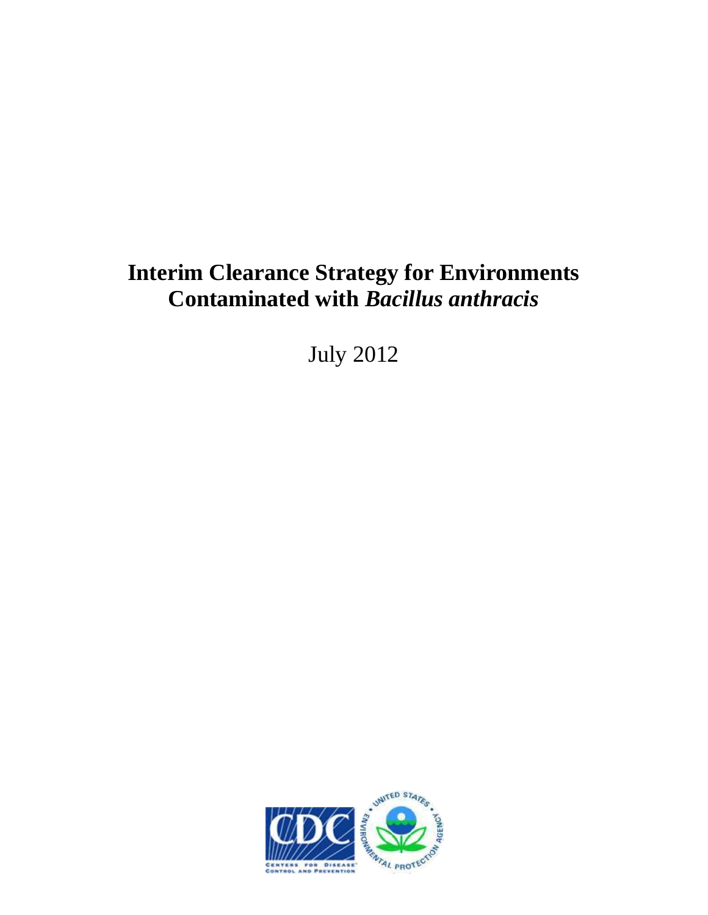# Interim Clearance Strategy for Environments Contaminated with *Bacillus anthracis*

July 2012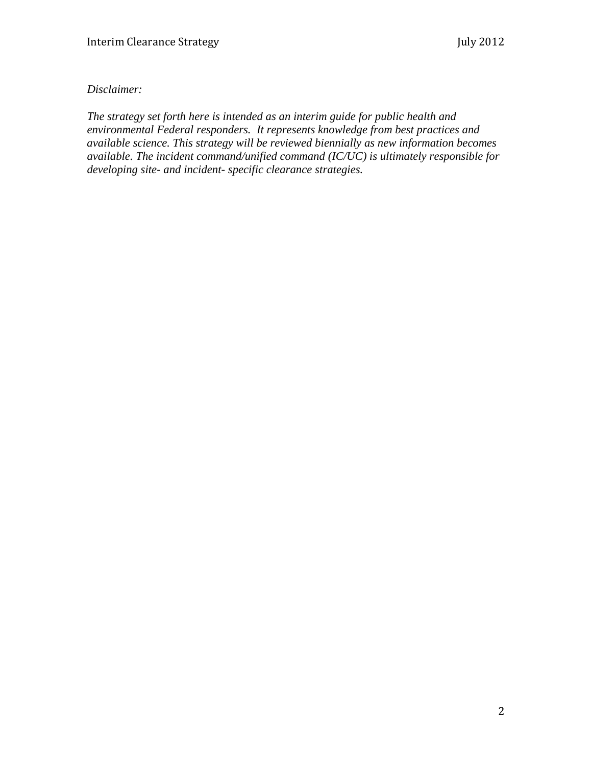*Disclaimer:*

*The strategy set forth here is intended as an interim guide for public health and environmental Federal responders. It represents knowledge from best practices and available science. This strategy will be reviewed biennially as new information becomes available. The incident command/unified command (IC/UC) is ultimately responsible for developing site- and incident- specific clearance strategies.*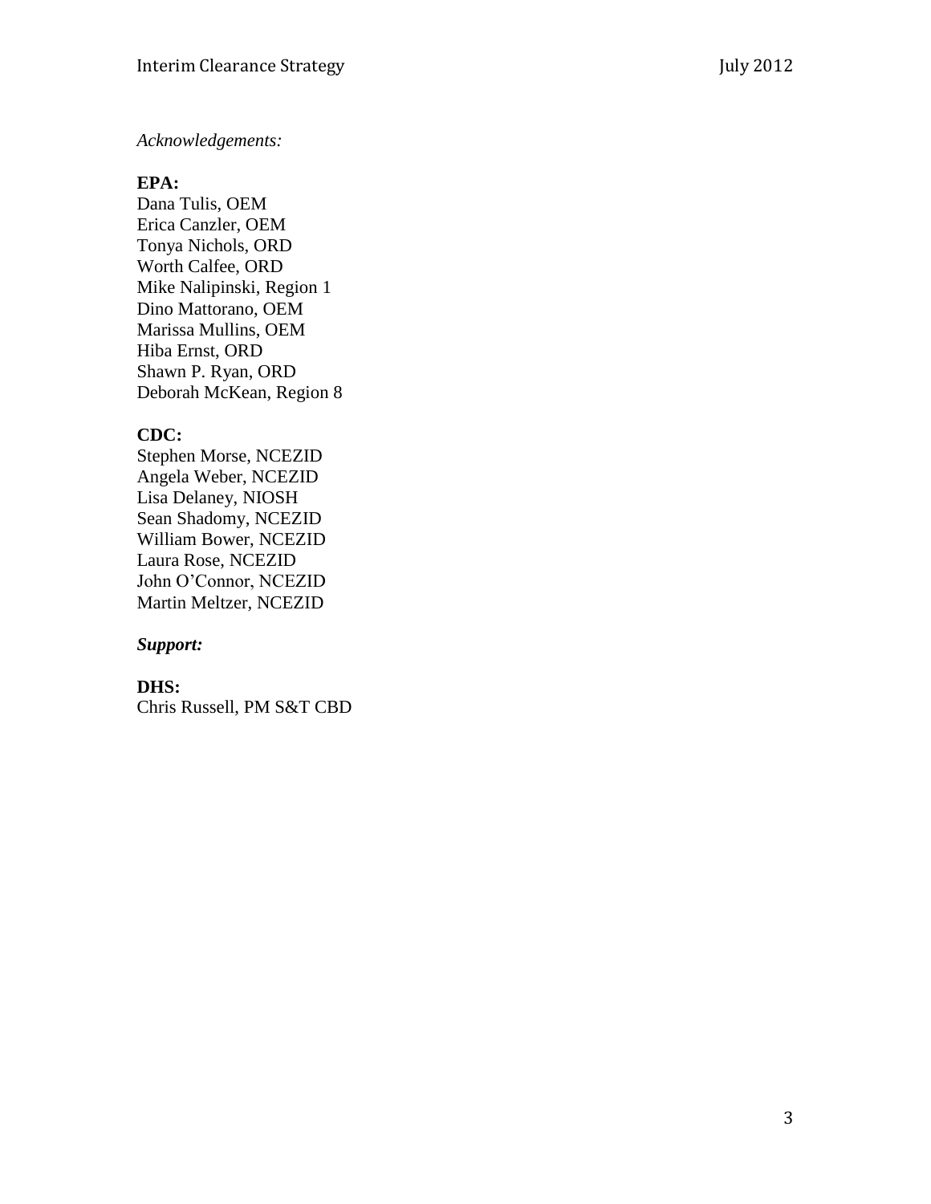*Acknowledgements:*

**EPA:**
Dana Tulis, OEM
Erica Canzler, OEM
Tonya Nichols, ORD
Worth Calfee, ORD
Mike Nalipinski, Region 1
Dino Mattorano, OEM
Marissa Mullins, OEM
Hiba Ernst, ORD
Shawn P. Ryan, ORD
Deborah McKean, Region 8

**CDC:**
Stephen Morse, NCEZID
Angela Weber, NCEZID
Lisa Delaney, NIOSH
Sean Shadomy, NCEZID
William Bower, NCEZID
Laura Rose, NCEZID
John O'Connor, NCEZID
Martin Meltzer, NCEZID

***Support:***

**DHS:**
Chris Russell, PM S&T CBD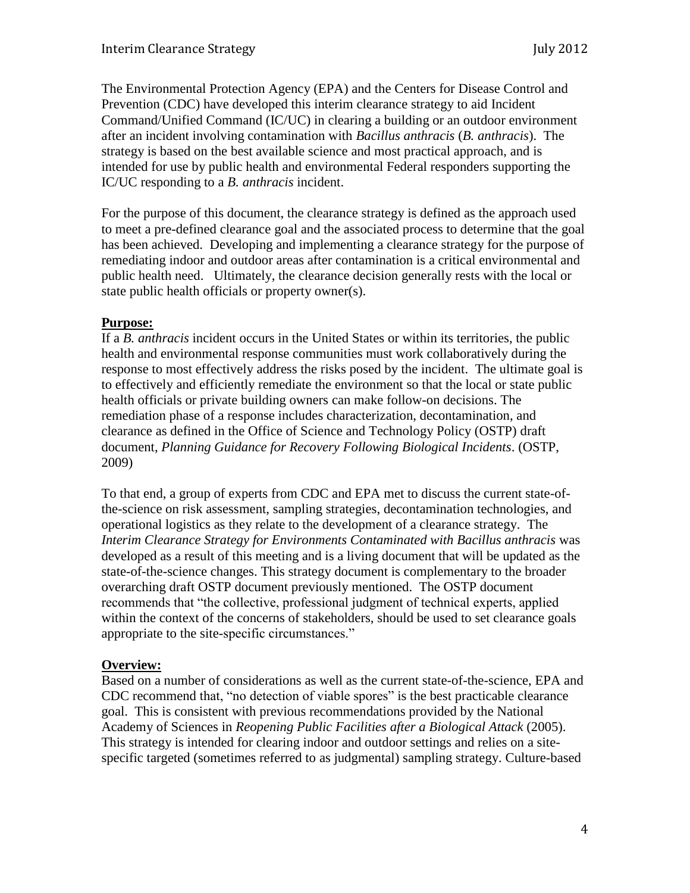The Environmental Protection Agency (EPA) and the Centers for Disease Control and Prevention (CDC) have developed this interim clearance strategy to aid Incident Command/Unified Command (IC/UC) in clearing a building or an outdoor environment after an incident involving contamination with *Bacillus anthracis* (*B. anthracis*). The strategy is based on the best available science and most practical approach, and is intended for use by public health and environmental Federal responders supporting the IC/UC responding to a *B. anthracis* incident.

For the purpose of this document, the clearance strategy is defined as the approach used to meet a pre-defined clearance goal and the associated process to determine that the goal has been achieved. Developing and implementing a clearance strategy for the purpose of remediating indoor and outdoor areas after contamination is a critical environmental and public health need. Ultimately, the clearance decision generally rests with the local or state public health officials or property owner(s).

**Purpose:**

If a *B. anthracis* incident occurs in the United States or within its territories, the public health and environmental response communities must work collaboratively during the response to most effectively address the risks posed by the incident. The ultimate goal is to effectively and efficiently remediate the environment so that the local or state public health officials or private building owners can make follow-on decisions. The remediation phase of a response includes characterization, decontamination, and clearance as defined in the Office of Science and Technology Policy (OSTP) draft document, *Planning Guidance for Recovery Following Biological Incidents*. (OSTP, 2009)

To that end, a group of experts from CDC and EPA met to discuss the current state-of-the-science on risk assessment, sampling strategies, decontamination technologies, and operational logistics as they relate to the development of a clearance strategy. The *Interim Clearance Strategy for Environments Contaminated with Bacillus anthracis* was developed as a result of this meeting and is a living document that will be updated as the state-of-the-science changes. This strategy document is complementary to the broader overarching draft OSTP document previously mentioned. The OSTP document recommends that "the collective, professional judgment of technical experts, applied within the context of the concerns of stakeholders, should be used to set clearance goals appropriate to the site-specific circumstances."

**Overview:**

Based on a number of considerations as well as the current state-of-the-science, EPA and CDC recommend that, "no detection of viable spores" is the best practicable clearance goal. This is consistent with previous recommendations provided by the National Academy of Sciences in *Reopening Public Facilities after a Biological Attack* (2005). This strategy is intended for clearing indoor and outdoor settings and relies on a site-specific targeted (sometimes referred to as judgmental) sampling strategy. Culture-based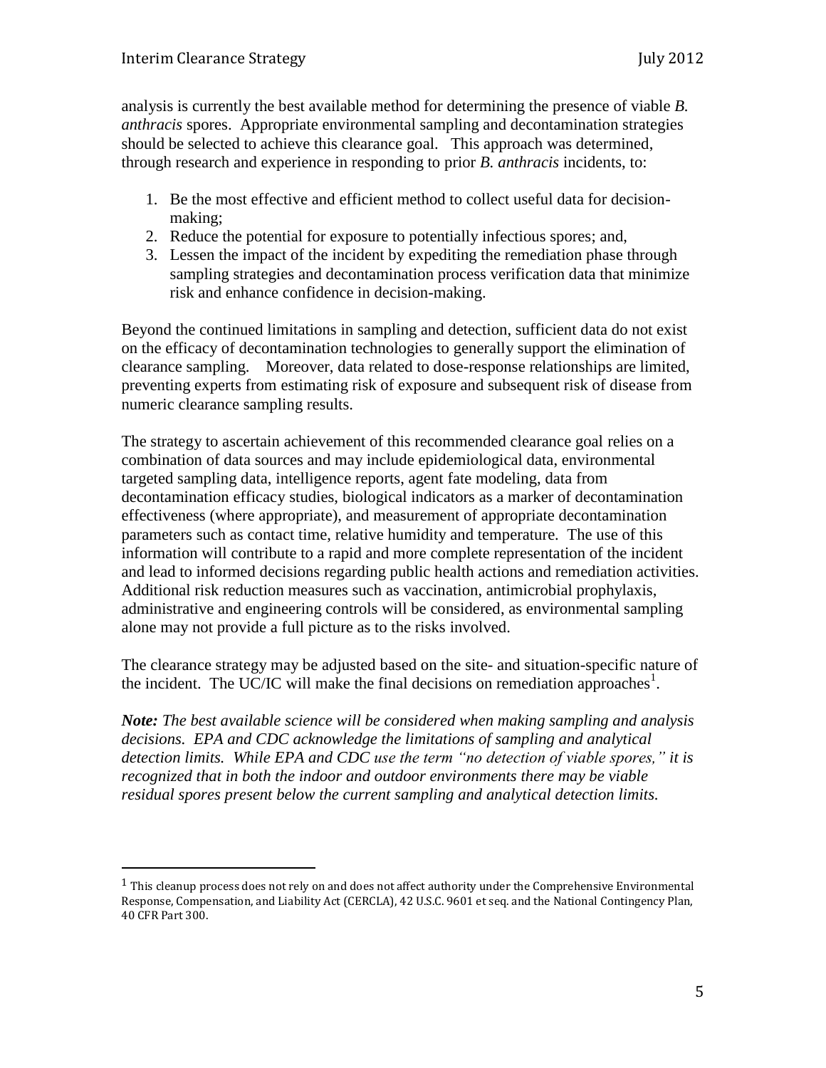analysis is currently the best available method for determining the presence of viable *B. anthracis* spores. Appropriate environmental sampling and decontamination strategies should be selected to achieve this clearance goal. This approach was determined, through research and experience in responding to prior *B. anthracis* incidents, to:

1. Be the most effective and efficient method to collect useful data for decision-making;
2. Reduce the potential for exposure to potentially infectious spores; and,
3. Lessen the impact of the incident by expediting the remediation phase through sampling strategies and decontamination process verification data that minimize risk and enhance confidence in decision-making.

Beyond the continued limitations in sampling and detection, sufficient data do not exist on the efficacy of decontamination technologies to generally support the elimination of clearance sampling. Moreover, data related to dose-response relationships are limited, preventing experts from estimating risk of exposure and subsequent risk of disease from numeric clearance sampling results.

The strategy to ascertain achievement of this recommended clearance goal relies on a combination of data sources and may include epidemiological data, environmental targeted sampling data, intelligence reports, agent fate modeling, data from decontamination efficacy studies, biological indicators as a marker of decontamination effectiveness (where appropriate), and measurement of appropriate decontamination parameters such as contact time, relative humidity and temperature. The use of this information will contribute to a rapid and more complete representation of the incident and lead to informed decisions regarding public health actions and remediation activities. Additional risk reduction measures such as vaccination, antimicrobial prophylaxis, administrative and engineering controls will be considered, as environmental sampling alone may not provide a full picture as to the risks involved.

The clearance strategy may be adjusted based on the site- and situation-specific nature of the incident. The UC/IC will make the final decisions on remediation approaches[1].

***Note:*** *The best available science will be considered when making sampling and analysis decisions. EPA and CDC acknowledge the limitations of sampling and analytical detection limits. While EPA and CDC use the term "no detection of viable spores," it is recognized that in both the indoor and outdoor environments there may be viable residual spores present below the current sampling and analytical detection limits.*

---

[1] This cleanup process does not rely on and does not affect authority under the Comprehensive Environmental Response, Compensation, and Liability Act (CERCLA), 42 U.S.C. 9601 et seq. and the National Contingency Plan, 40 CFR Part 300.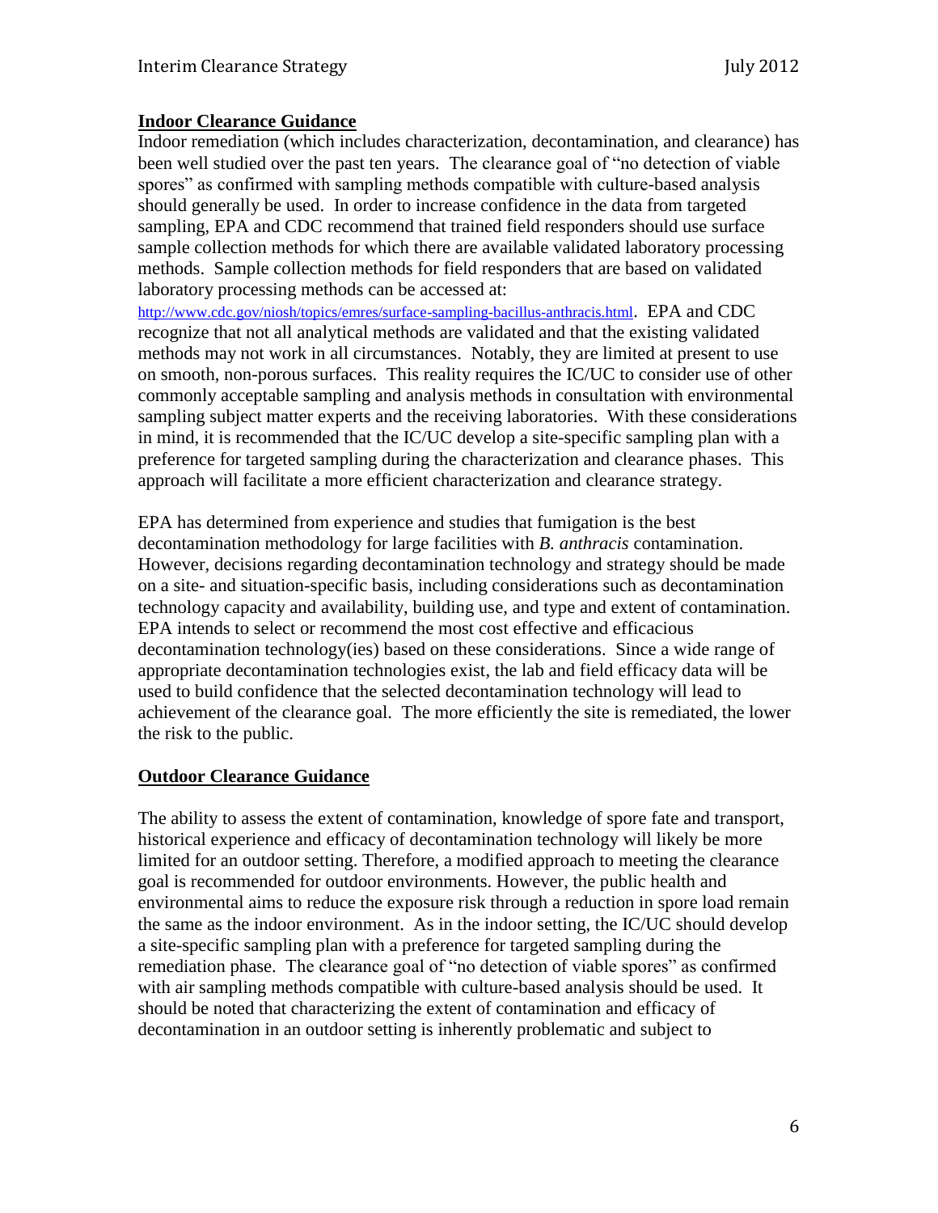## Indoor Clearance Guidance

Indoor remediation (which includes characterization, decontamination, and clearance) has been well studied over the past ten years. The clearance goal of "no detection of viable spores" as confirmed with sampling methods compatible with culture-based analysis should generally be used. In order to increase confidence in the data from targeted sampling, EPA and CDC recommend that trained field responders should use surface sample collection methods for which there are available validated laboratory processing methods. Sample collection methods for field responders that are based on validated laboratory processing methods can be accessed at: http://www.cdc.gov/niosh/topics/emres/surface-sampling-bacillus-anthracis.html. EPA and CDC recognize that not all analytical methods are validated and that the existing validated methods may not work in all circumstances. Notably, they are limited at present to use on smooth, non-porous surfaces. This reality requires the IC/UC to consider use of other commonly acceptable sampling and analysis methods in consultation with environmental sampling subject matter experts and the receiving laboratories. With these considerations in mind, it is recommended that the IC/UC develop a site-specific sampling plan with a preference for targeted sampling during the characterization and clearance phases. This approach will facilitate a more efficient characterization and clearance strategy.

EPA has determined from experience and studies that fumigation is the best decontamination methodology for large facilities with *B. anthracis* contamination. However, decisions regarding decontamination technology and strategy should be made on a site- and situation-specific basis, including considerations such as decontamination technology capacity and availability, building use, and type and extent of contamination. EPA intends to select or recommend the most cost effective and efficacious decontamination technology(ies) based on these considerations. Since a wide range of appropriate decontamination technologies exist, the lab and field efficacy data will be used to build confidence that the selected decontamination technology will lead to achievement of the clearance goal. The more efficiently the site is remediated, the lower the risk to the public.

## Outdoor Clearance Guidance

The ability to assess the extent of contamination, knowledge of spore fate and transport, historical experience and efficacy of decontamination technology will likely be more limited for an outdoor setting. Therefore, a modified approach to meeting the clearance goal is recommended for outdoor environments. However, the public health and environmental aims to reduce the exposure risk through a reduction in spore load remain the same as the indoor environment. As in the indoor setting, the IC/UC should develop a site-specific sampling plan with a preference for targeted sampling during the remediation phase. The clearance goal of "no detection of viable spores" as confirmed with air sampling methods compatible with culture-based analysis should be used. It should be noted that characterizing the extent of contamination and efficacy of decontamination in an outdoor setting is inherently problematic and subject to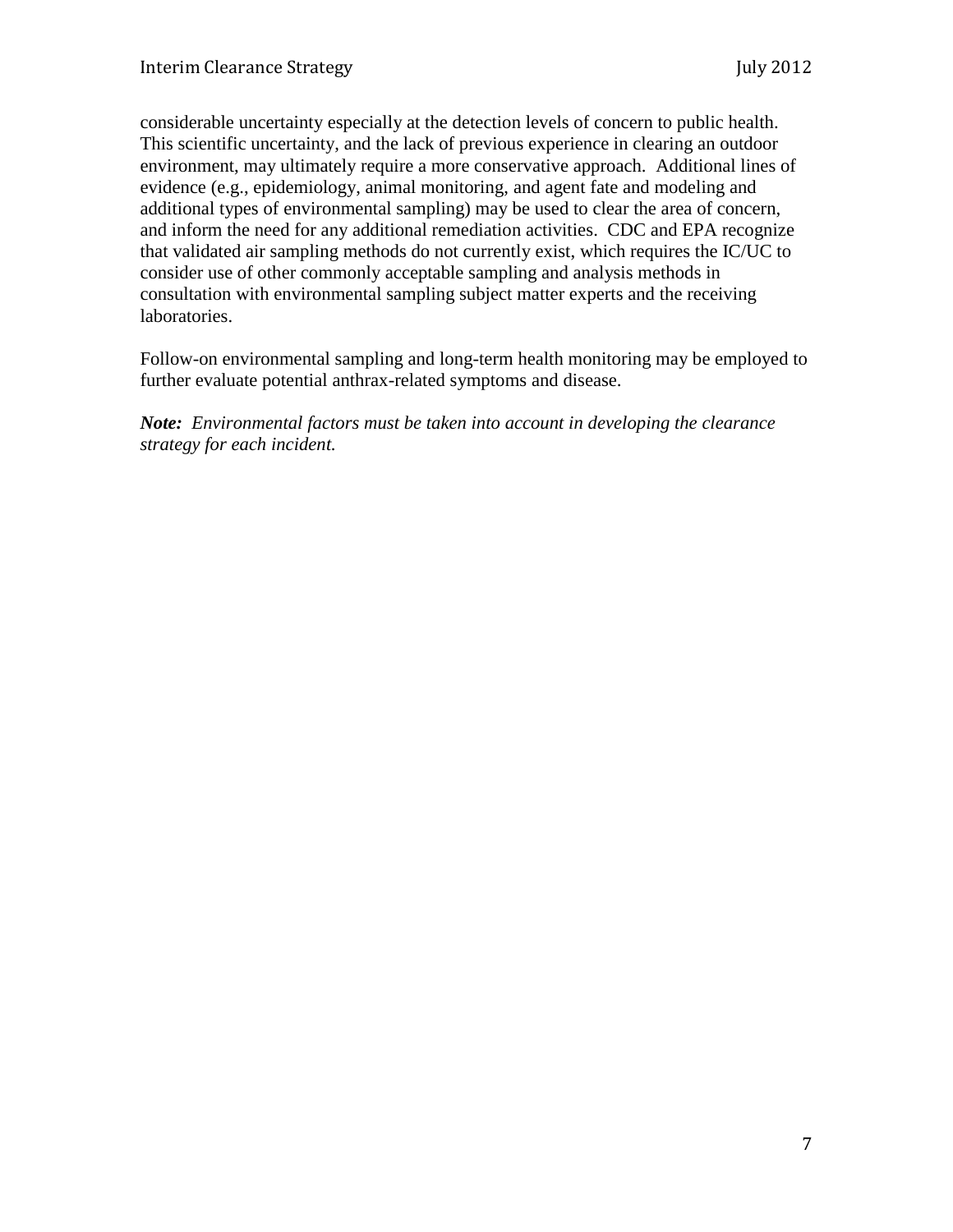considerable uncertainty especially at the detection levels of concern to public health. This scientific uncertainty, and the lack of previous experience in clearing an outdoor environment, may ultimately require a more conservative approach. Additional lines of evidence (e.g., epidemiology, animal monitoring, and agent fate and modeling and additional types of environmental sampling) may be used to clear the area of concern, and inform the need for any additional remediation activities. CDC and EPA recognize that validated air sampling methods do not currently exist, which requires the IC/UC to consider use of other commonly acceptable sampling and analysis methods in consultation with environmental sampling subject matter experts and the receiving laboratories.

Follow-on environmental sampling and long-term health monitoring may be employed to further evaluate potential anthrax-related symptoms and disease.

***Note:*** *Environmental factors must be taken into account in developing the clearance strategy for each incident.*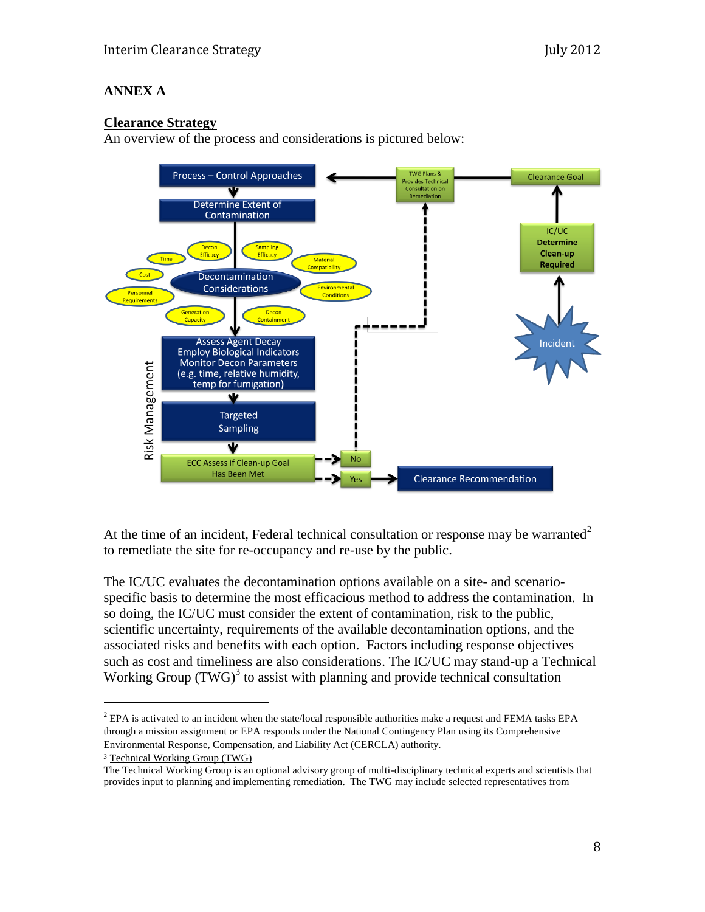## ANNEX A

### <u>Clearance Strategy</u>

An overview of the process and considerations is pictured below:

At the time of an incident, Federal technical consultation or response may be warranted[2] to remediate the site for re-occupancy and re-use by the public.

The IC/UC evaluates the decontamination options available on a site- and scenario-specific basis to determine the most efficacious method to address the contamination. In so doing, the IC/UC must consider the extent of contamination, risk to the public, scientific uncertainty, requirements of the available decontamination options, and the associated risks and benefits with each option. Factors including response objectives such as cost and timeliness are also considerations. The IC/UC may stand-up a Technical Working Group (TWG)[3] to assist with planning and provide technical consultation

---

[2] EPA is activated to an incident when the state/local responsible authorities make a request and FEMA tasks EPA through a mission assignment or EPA responds under the National Contingency Plan using its Comprehensive Environmental Response, Compensation, and Liability Act (CERCLA) authority.

[3] <u>Technical Working Group (TWG)</u>

The Technical Working Group is an optional advisory group of multi-disciplinary technical experts and scientists that provides input to planning and implementing remediation. The TWG may include selected representatives from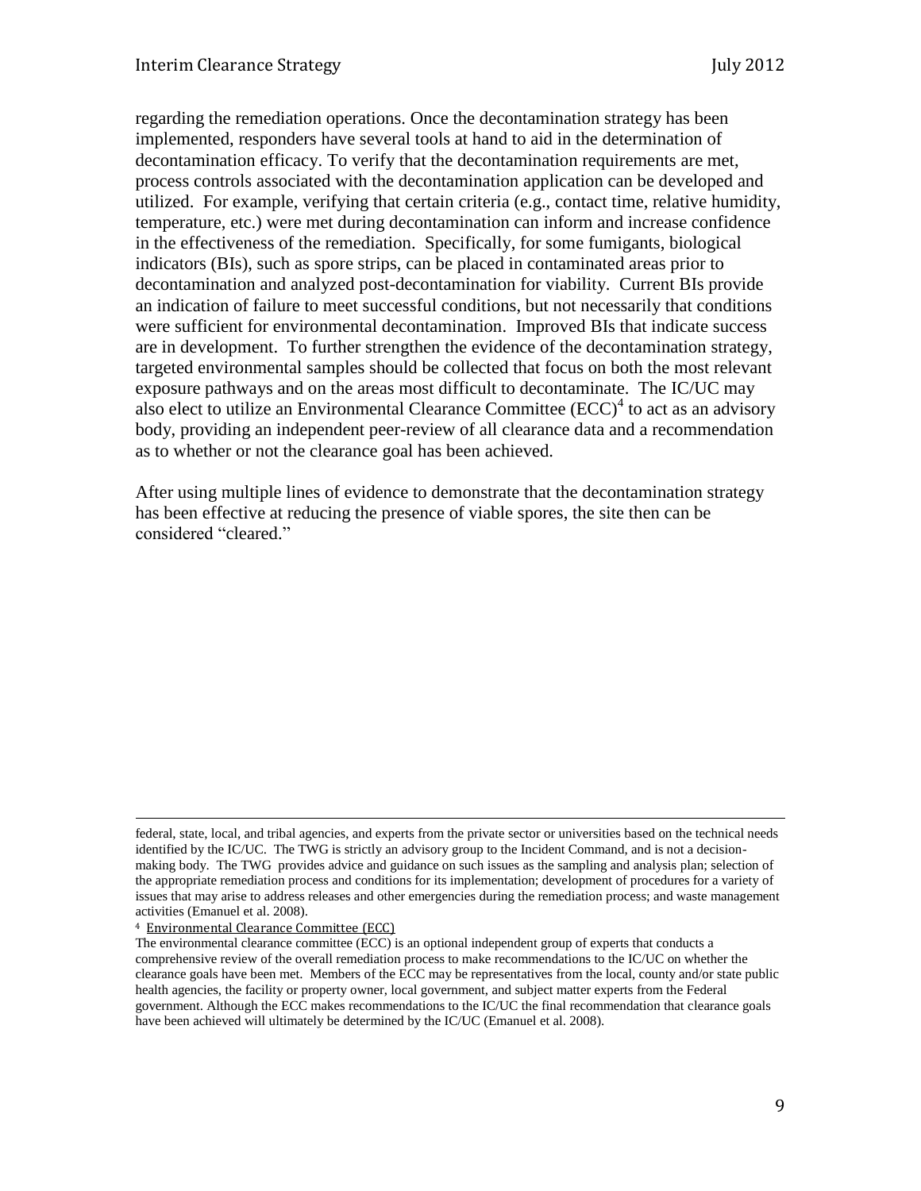regarding the remediation operations. Once the decontamination strategy has been implemented, responders have several tools at hand to aid in the determination of decontamination efficacy. To verify that the decontamination requirements are met, process controls associated with the decontamination application can be developed and utilized. For example, verifying that certain criteria (e.g., contact time, relative humidity, temperature, etc.) were met during decontamination can inform and increase confidence in the effectiveness of the remediation. Specifically, for some fumigants, biological indicators (BIs), such as spore strips, can be placed in contaminated areas prior to decontamination and analyzed post-decontamination for viability. Current BIs provide an indication of failure to meet successful conditions, but not necessarily that conditions were sufficient for environmental decontamination. Improved BIs that indicate success are in development. To further strengthen the evidence of the decontamination strategy, targeted environmental samples should be collected that focus on both the most relevant exposure pathways and on the areas most difficult to decontaminate. The IC/UC may also elect to utilize an Environmental Clearance Committee (ECC)[4] to act as an advisory body, providing an independent peer-review of all clearance data and a recommendation as to whether or not the clearance goal has been achieved.

After using multiple lines of evidence to demonstrate that the decontamination strategy has been effective at reducing the presence of viable spores, the site then can be considered "cleared."

---

federal, state, local, and tribal agencies, and experts from the private sector or universities based on the technical needs identified by the IC/UC. The TWG is strictly an advisory group to the Incident Command, and is not a decision-making body. The TWG provides advice and guidance on such issues as the sampling and analysis plan; selection of the appropriate remediation process and conditions for its implementation; development of procedures for a variety of issues that may arise to address releases and other emergencies during the remediation process; and waste management activities (Emanuel et al. 2008).

[4] Environmental Clearance Committee (ECC)

The environmental clearance committee (ECC) is an optional independent group of experts that conducts a comprehensive review of the overall remediation process to make recommendations to the IC/UC on whether the clearance goals have been met. Members of the ECC may be representatives from the local, county and/or state public health agencies, the facility or property owner, local government, and subject matter experts from the Federal government. Although the ECC makes recommendations to the IC/UC the final recommendation that clearance goals have been achieved will ultimately be determined by the IC/UC (Emanuel et al. 2008).